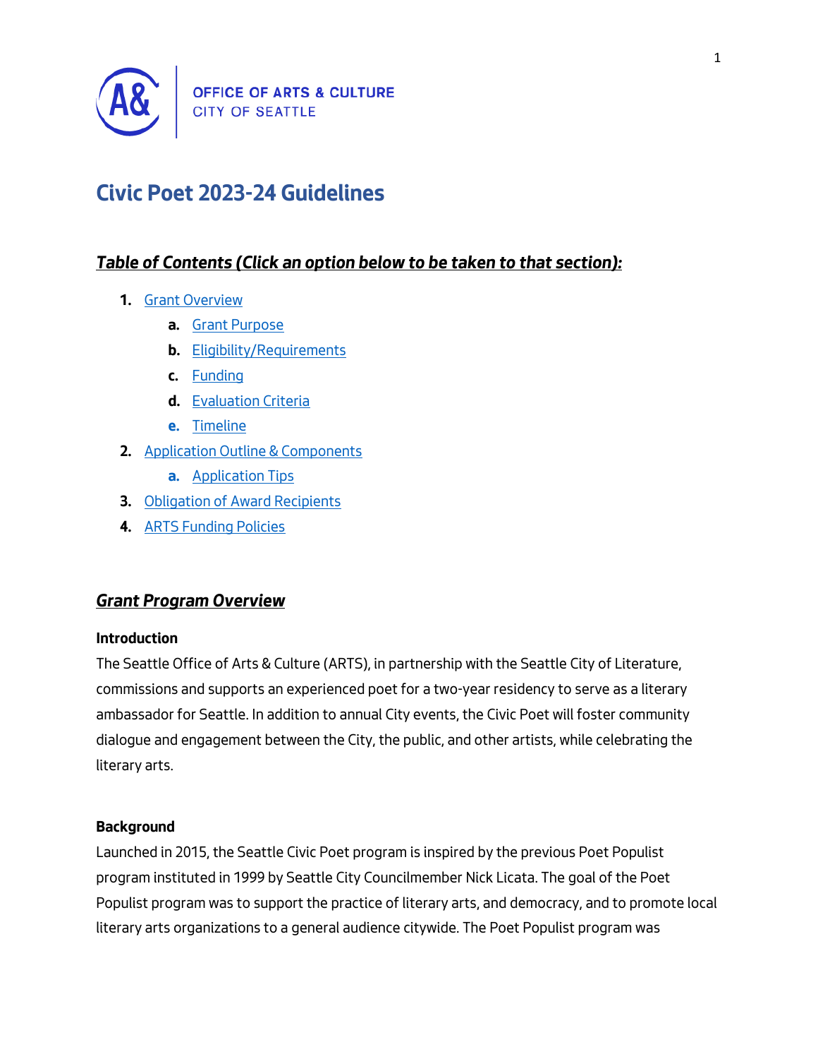OFFICE OF ARTS & CULTURE
CITY OF SEATTLE

# Civic Poet 2023-24 Guidelines

## ***Table of Contents (Click an option below to be taken to that section):***

1. Grant Overview
   a. Grant Purpose
   b. Eligibility/Requirements
   c. Funding
   d. Evaluation Criteria
   e. Timeline
2. Application Outline & Components
   a. Application Tips
3. Obligation of Award Recipients
4. ARTS Funding Policies

## ***Grant Program Overview***

**Introduction**

The Seattle Office of Arts & Culture (ARTS), in partnership with the Seattle City of Literature, commissions and supports an experienced poet for a two-year residency to serve as a literary ambassador for Seattle. In addition to annual City events, the Civic Poet will foster community dialogue and engagement between the City, the public, and other artists, while celebrating the literary arts.

**Background**

Launched in 2015, the Seattle Civic Poet program is inspired by the previous Poet Populist program instituted in 1999 by Seattle City Councilmember Nick Licata. The goal of the Poet Populist program was to support the practice of literary arts, and democracy, and to promote local literary arts organizations to a general audience citywide. The Poet Populist program was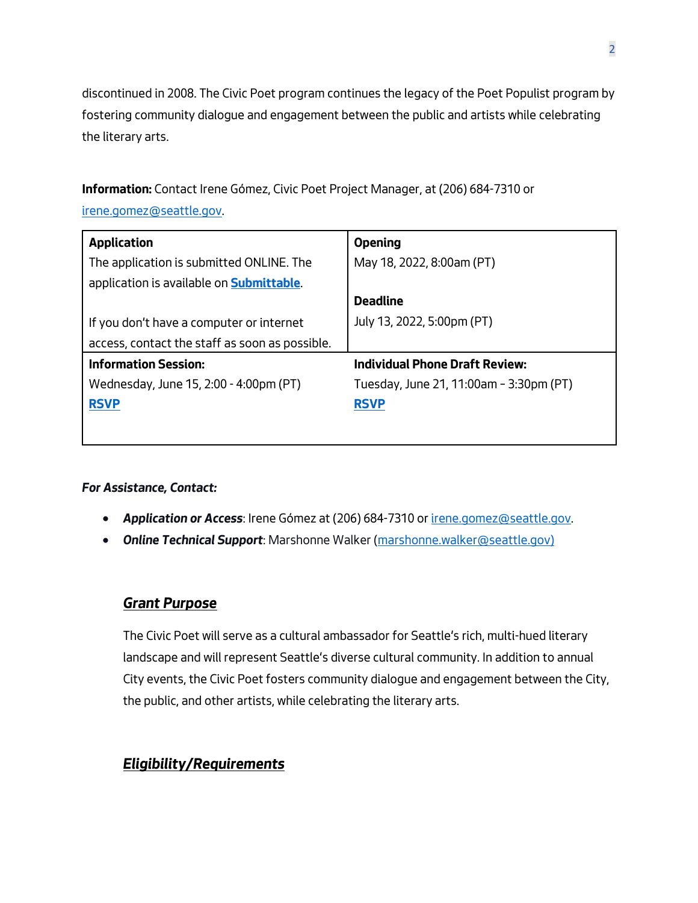discontinued in 2008. The Civic Poet program continues the legacy of the Poet Populist program by fostering community dialogue and engagement between the public and artists while celebrating the literary arts.

**Information:** Contact Irene Gómez, Civic Poet Project Manager, at (206) 684-7310 or irene.gomez@seattle.gov.

| **Application** | **Opening** |
|---|---|
| The application is submitted ONLINE. The application is available on **Submittable**.<br><br>If you don't have a computer or internet access, contact the staff as soon as possible. | May 18, 2022, 8:00am (PT)<br><br>**Deadline**<br>July 13, 2022, 5:00pm (PT) |
| **Information Session:**<br>Wednesday, June 15, 2:00 - 4:00pm (PT)<br>**RSVP** | **Individual Phone Draft Review:**<br>Tuesday, June 21, 11:00am – 3:30pm (PT)<br>**RSVP** |

***For Assistance, Contact:***

- ***Application or Access***: Irene Gómez at (206) 684-7310 or irene.gomez@seattle.gov.
- ***Online Technical Support***: Marshonne Walker (marshonne.walker@seattle.gov)

## ***Grant Purpose***

The Civic Poet will serve as a cultural ambassador for Seattle's rich, multi-hued literary landscape and will represent Seattle's diverse cultural community. In addition to annual City events, the Civic Poet fosters community dialogue and engagement between the City, the public, and other artists, while celebrating the literary arts.

## ***Eligibility/Requirements***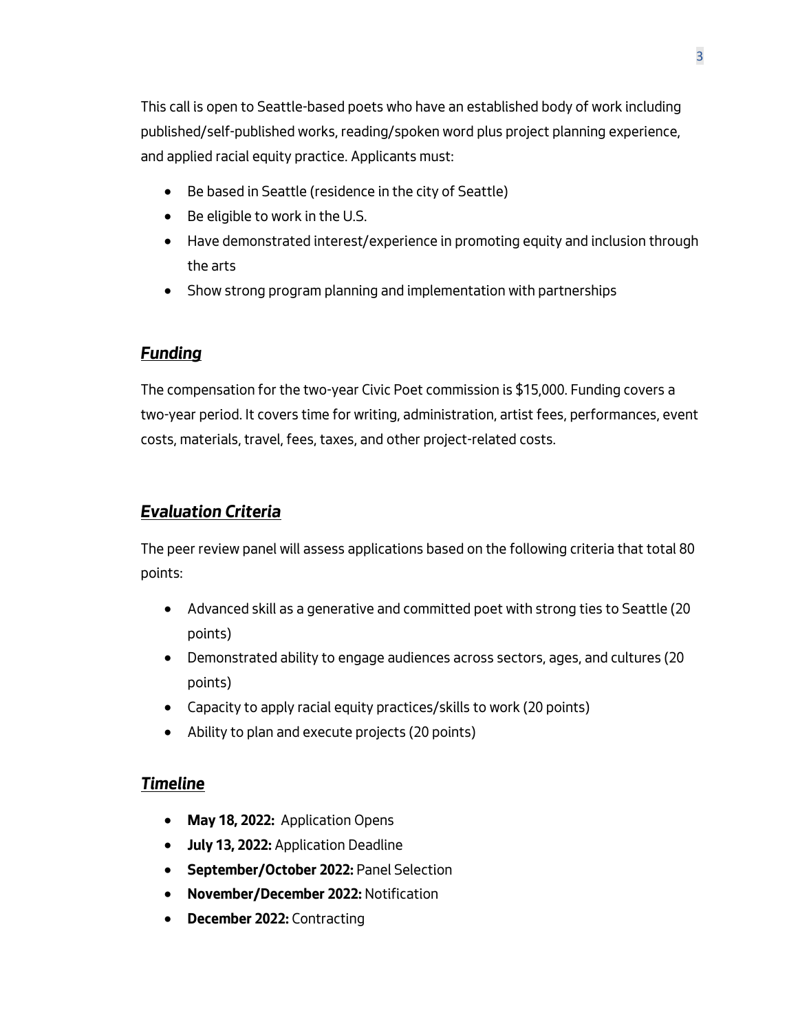This call is open to Seattle-based poets who have an established body of work including published/self-published works, reading/spoken word plus project planning experience, and applied racial equity practice. Applicants must:

- Be based in Seattle (residence in the city of Seattle)
- Be eligible to work in the U.S.
- Have demonstrated interest/experience in promoting equity and inclusion through the arts
- Show strong program planning and implementation with partnerships

## ***Funding***

The compensation for the two-year Civic Poet commission is $15,000. Funding covers a two-year period. It covers time for writing, administration, artist fees, performances, event costs, materials, travel, fees, taxes, and other project-related costs.

## ***Evaluation Criteria***

The peer review panel will assess applications based on the following criteria that total 80 points:

- Advanced skill as a generative and committed poet with strong ties to Seattle (20 points)
- Demonstrated ability to engage audiences across sectors, ages, and cultures (20 points)
- Capacity to apply racial equity practices/skills to work (20 points)
- Ability to plan and execute projects (20 points)

## ***Timeline***

- **May 18, 2022:** Application Opens
- **July 13, 2022:** Application Deadline
- **September/October 2022:** Panel Selection
- **November/December 2022:** Notification
- **December 2022:** Contracting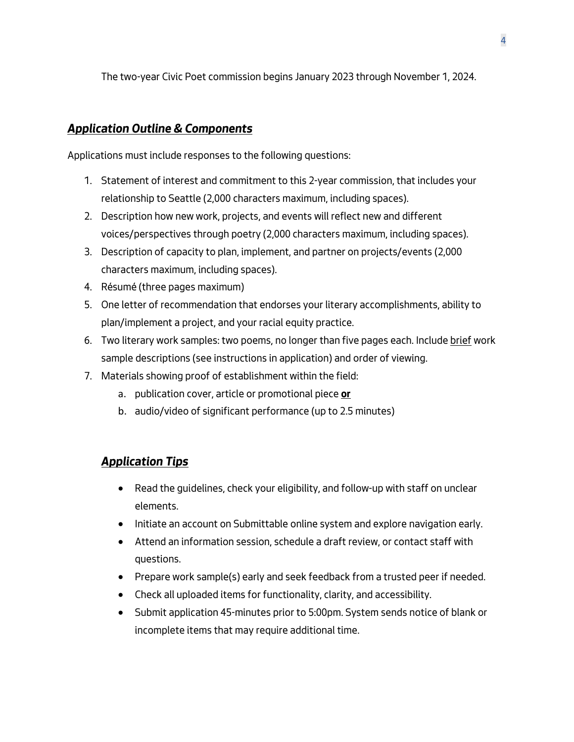The two-year Civic Poet commission begins January 2023 through November 1, 2024.

## ***Application Outline & Components***

Applications must include responses to the following questions:

1. Statement of interest and commitment to this 2-year commission, that includes your relationship to Seattle (2,000 characters maximum, including spaces).
2. Description how new work, projects, and events will reflect new and different voices/perspectives through poetry (2,000 characters maximum, including spaces).
3. Description of capacity to plan, implement, and partner on projects/events (2,000 characters maximum, including spaces).
4. Résumé (three pages maximum)
5. One letter of recommendation that endorses your literary accomplishments, ability to plan/implement a project, and your racial equity practice.
6. Two literary work samples: two poems, no longer than five pages each. Include brief work sample descriptions (see instructions in application) and order of viewing.
7. Materials showing proof of establishment within the field:
   a. publication cover, article or promotional piece **or**
   b. audio/video of significant performance (up to 2.5 minutes)

## ***Application Tips***

- Read the guidelines, check your eligibility, and follow-up with staff on unclear elements.
- Initiate an account on Submittable online system and explore navigation early.
- Attend an information session, schedule a draft review, or contact staff with questions.
- Prepare work sample(s) early and seek feedback from a trusted peer if needed.
- Check all uploaded items for functionality, clarity, and accessibility.
- Submit application 45-minutes prior to 5:00pm. System sends notice of blank or incomplete items that may require additional time.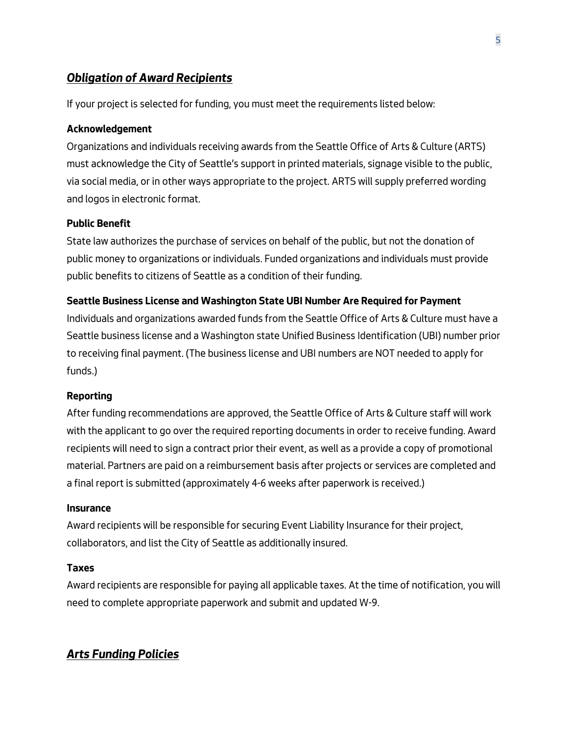## ***Obligation of Award Recipients***

If your project is selected for funding, you must meet the requirements listed below:

**Acknowledgement**

Organizations and individuals receiving awards from the Seattle Office of Arts & Culture (ARTS) must acknowledge the City of Seattle's support in printed materials, signage visible to the public, via social media, or in other ways appropriate to the project. ARTS will supply preferred wording and logos in electronic format.

**Public Benefit**

State law authorizes the purchase of services on behalf of the public, but not the donation of public money to organizations or individuals. Funded organizations and individuals must provide public benefits to citizens of Seattle as a condition of their funding.

**Seattle Business License and Washington State UBI Number Are Required for Payment**

Individuals and organizations awarded funds from the Seattle Office of Arts & Culture must have a Seattle business license and a Washington state Unified Business Identification (UBI) number prior to receiving final payment. (The business license and UBI numbers are NOT needed to apply for funds.)

**Reporting**

After funding recommendations are approved, the Seattle Office of Arts & Culture staff will work with the applicant to go over the required reporting documents in order to receive funding. Award recipients will need to sign a contract prior their event, as well as a provide a copy of promotional material. Partners are paid on a reimbursement basis after projects or services are completed and a final report is submitted (approximately 4-6 weeks after paperwork is received.)

**Insurance**

Award recipients will be responsible for securing Event Liability Insurance for their project, collaborators, and list the City of Seattle as additionally insured.

**Taxes**

Award recipients are responsible for paying all applicable taxes. At the time of notification, you will need to complete appropriate paperwork and submit and updated W-9.

## ***Arts Funding Policies***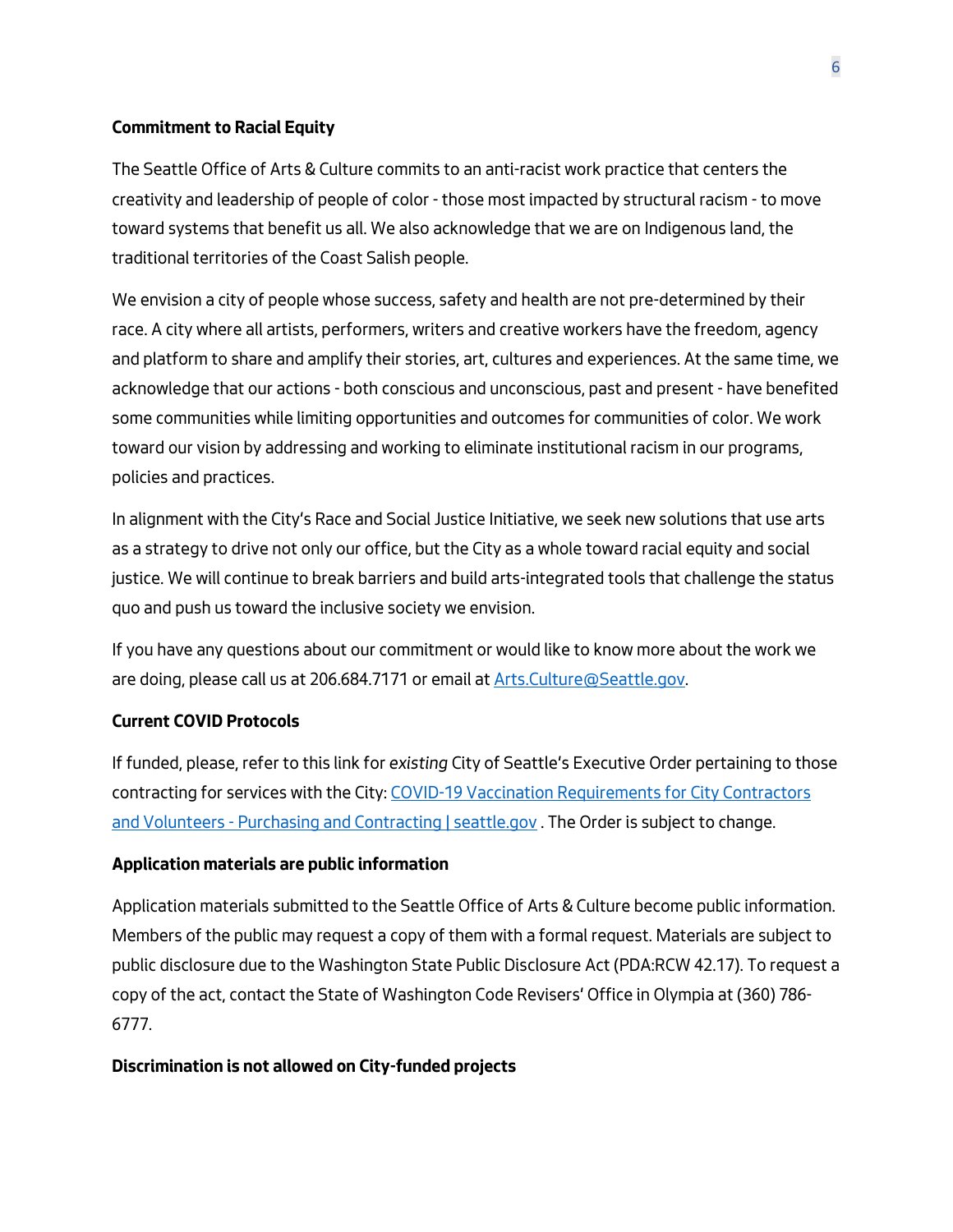**Commitment to Racial Equity**

The Seattle Office of Arts & Culture commits to an anti-racist work practice that centers the creativity and leadership of people of color - those most impacted by structural racism - to move toward systems that benefit us all. We also acknowledge that we are on Indigenous land, the traditional territories of the Coast Salish people.

We envision a city of people whose success, safety and health are not pre-determined by their race. A city where all artists, performers, writers and creative workers have the freedom, agency and platform to share and amplify their stories, art, cultures and experiences. At the same time, we acknowledge that our actions - both conscious and unconscious, past and present - have benefited some communities while limiting opportunities and outcomes for communities of color. We work toward our vision by addressing and working to eliminate institutional racism in our programs, policies and practices.

In alignment with the City's Race and Social Justice Initiative, we seek new solutions that use arts as a strategy to drive not only our office, but the City as a whole toward racial equity and social justice. We will continue to break barriers and build arts-integrated tools that challenge the status quo and push us toward the inclusive society we envision.

If you have any questions about our commitment or would like to know more about the work we are doing, please call us at 206.684.7171 or email at [Arts.Culture@Seattle.gov](mailto:Arts.Culture@Seattle.gov).

**Current COVID Protocols**

If funded, please, refer to this link for *existing* City of Seattle's Executive Order pertaining to those contracting for services with the City: [COVID-19 Vaccination Requirements for City Contractors and Volunteers - Purchasing and Contracting | seattle.gov](COVID-19 Vaccination Requirements for City Contractors and Volunteers - Purchasing and Contracting | seattle.gov) . The Order is subject to change.

**Application materials are public information**

Application materials submitted to the Seattle Office of Arts & Culture become public information. Members of the public may request a copy of them with a formal request. Materials are subject to public disclosure due to the Washington State Public Disclosure Act (PDA:RCW 42.17). To request a copy of the act, contact the State of Washington Code Revisers' Office in Olympia at (360) 786-6777.

**Discrimination is not allowed on City-funded projects**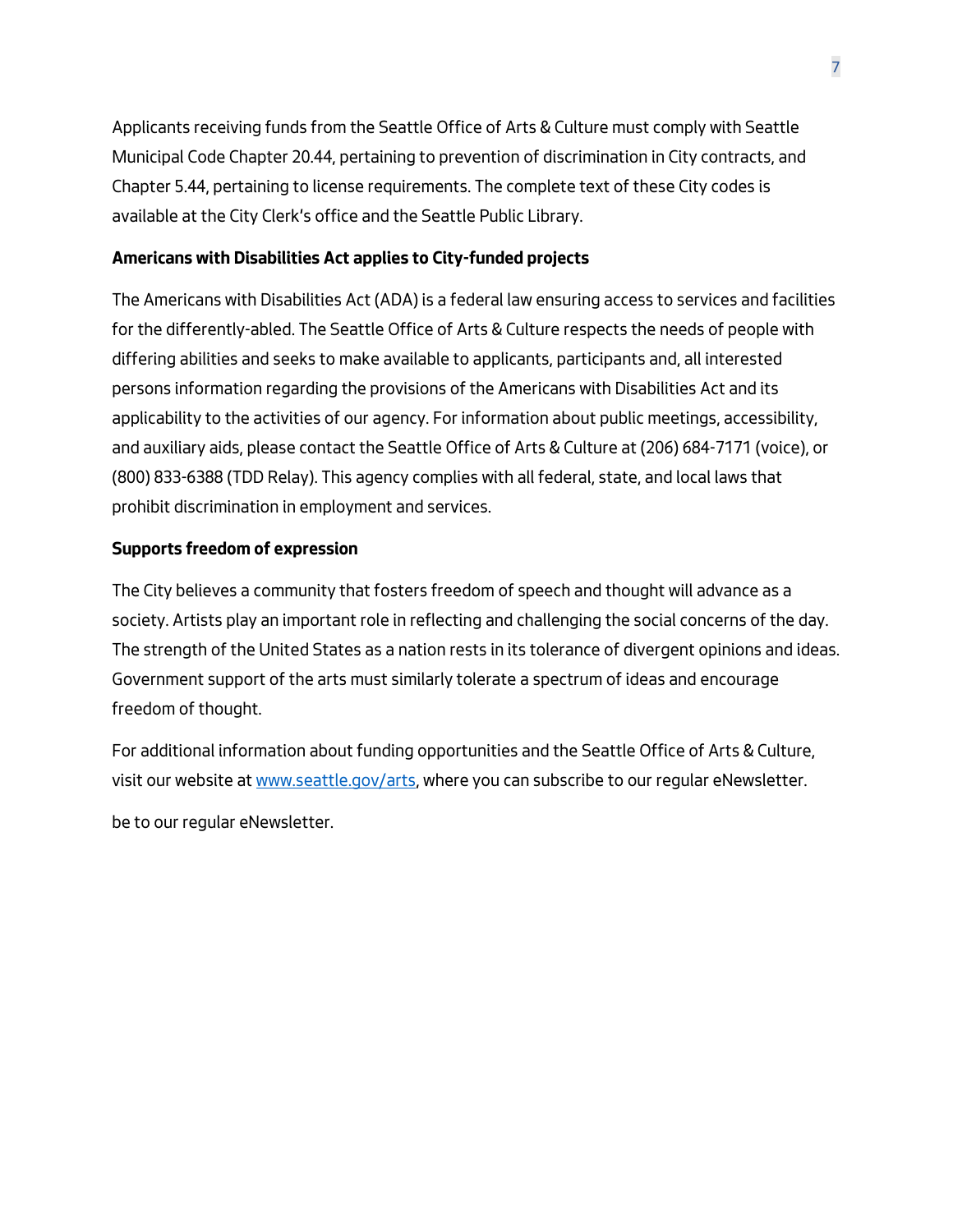Applicants receiving funds from the Seattle Office of Arts & Culture must comply with Seattle Municipal Code Chapter 20.44, pertaining to prevention of discrimination in City contracts, and Chapter 5.44, pertaining to license requirements. The complete text of these City codes is available at the City Clerk's office and the Seattle Public Library.

**Americans with Disabilities Act applies to City-funded projects**

The Americans with Disabilities Act (ADA) is a federal law ensuring access to services and facilities for the differently-abled. The Seattle Office of Arts & Culture respects the needs of people with differing abilities and seeks to make available to applicants, participants and, all interested persons information regarding the provisions of the Americans with Disabilities Act and its applicability to the activities of our agency. For information about public meetings, accessibility, and auxiliary aids, please contact the Seattle Office of Arts & Culture at (206) 684-7171 (voice), or (800) 833-6388 (TDD Relay). This agency complies with all federal, state, and local laws that prohibit discrimination in employment and services.

**Supports freedom of expression**

The City believes a community that fosters freedom of speech and thought will advance as a society. Artists play an important role in reflecting and challenging the social concerns of the day. The strength of the United States as a nation rests in its tolerance of divergent opinions and ideas. Government support of the arts must similarly tolerate a spectrum of ideas and encourage freedom of thought.

For additional information about funding opportunities and the Seattle Office of Arts & Culture, visit our website at [www.seattle.gov/arts](www.seattle.gov/arts), where you can subscribe to our regular eNewsletter.

be to our regular eNewsletter.